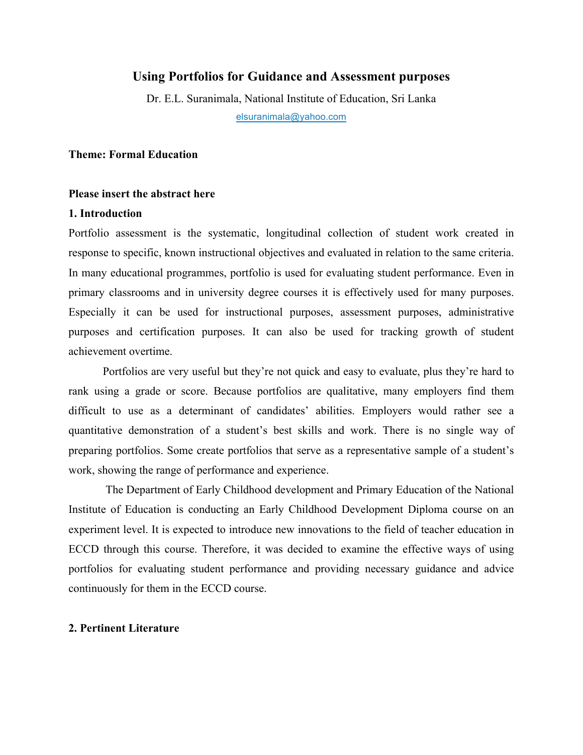# Using Portfolios for Guidance and Assessment purposes

Dr. E.L. Suranimala, National Institute of Education, Sri Lanka

elsuranimala@yahoo.com

**Theme: Formal Education**

**Please insert the abstract here**

## 1. Introduction

Portfolio assessment is the systematic, longitudinal collection of student work created in response to specific, known instructional objectives and evaluated in relation to the same criteria. In many educational programmes, portfolio is used for evaluating student performance. Even in primary classrooms and in university degree courses it is effectively used for many purposes. Especially it can be used for instructional purposes, assessment purposes, administrative purposes and certification purposes. It can also be used for tracking growth of student achievement overtime.

Portfolios are very useful but they're not quick and easy to evaluate, plus they're hard to rank using a grade or score. Because portfolios are qualitative, many employers find them difficult to use as a determinant of candidates' abilities. Employers would rather see a quantitative demonstration of a student's best skills and work. There is no single way of preparing portfolios. Some create portfolios that serve as a representative sample of a student's work, showing the range of performance and experience.

The Department of Early Childhood development and Primary Education of the National Institute of Education is conducting an Early Childhood Development Diploma course on an experiment level. It is expected to introduce new innovations to the field of teacher education in ECCD through this course. Therefore, it was decided to examine the effective ways of using portfolios for evaluating student performance and providing necessary guidance and advice continuously for them in the ECCD course.

## 2. Pertinent Literature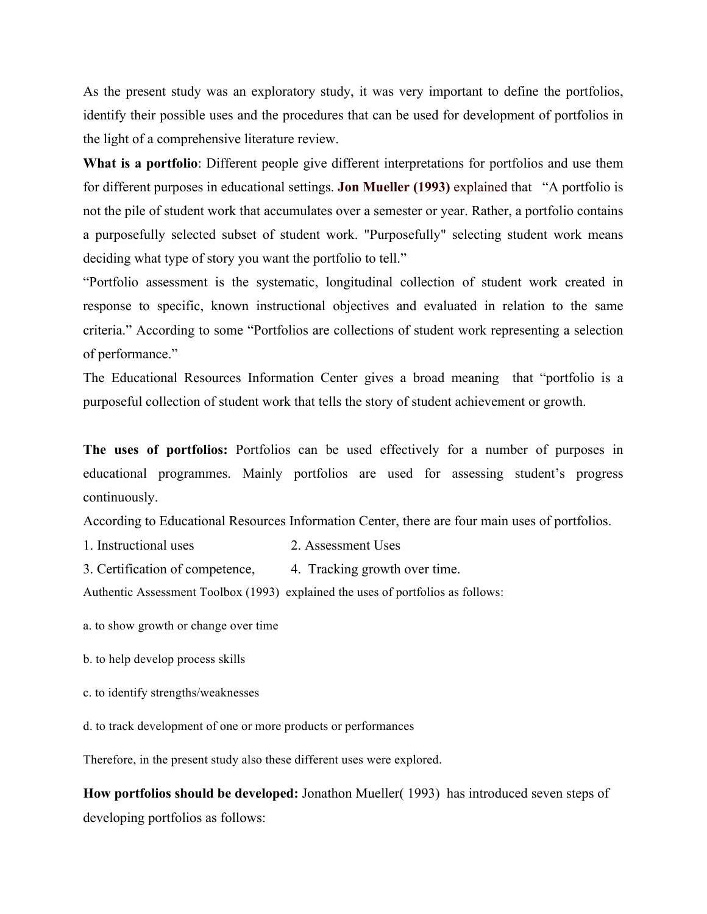As the present study was an exploratory study, it was very important to define the portfolios, identify their possible uses and the procedures that can be used for development of portfolios in the light of a comprehensive literature review.

**What is a portfolio**: Different people give different interpretations for portfolios and use them for different purposes in educational settings. **Jon Mueller (1993)** explained that "A portfolio is not the pile of student work that accumulates over a semester or year. Rather, a portfolio contains a purposefully selected subset of student work. "Purposefully" selecting student work means deciding what type of story you want the portfolio to tell."

"Portfolio assessment is the systematic, longitudinal collection of student work created in response to specific, known instructional objectives and evaluated in relation to the same criteria." According to some "Portfolios are collections of student work representing a selection of performance."

The Educational Resources Information Center gives a broad meaning that "portfolio is a purposeful collection of student work that tells the story of student achievement or growth.

**The uses of portfolios:** Portfolios can be used effectively for a number of purposes in educational programmes. Mainly portfolios are used for assessing student's progress continuously.

According to Educational Resources Information Center, there are four main uses of portfolios.

1. Instructional uses
2. Assessment Uses
3. Certification of competence,
4. Tracking growth over time.

Authentic Assessment Toolbox (1993) explained the uses of portfolios as follows:

a. to show growth or change over time

b. to help develop process skills

c. to identify strengths/weaknesses

d. to track development of one or more products or performances

Therefore, in the present study also these different uses were explored.

**How portfolios should be developed:** Jonathon Mueller( 1993) has introduced seven steps of developing portfolios as follows: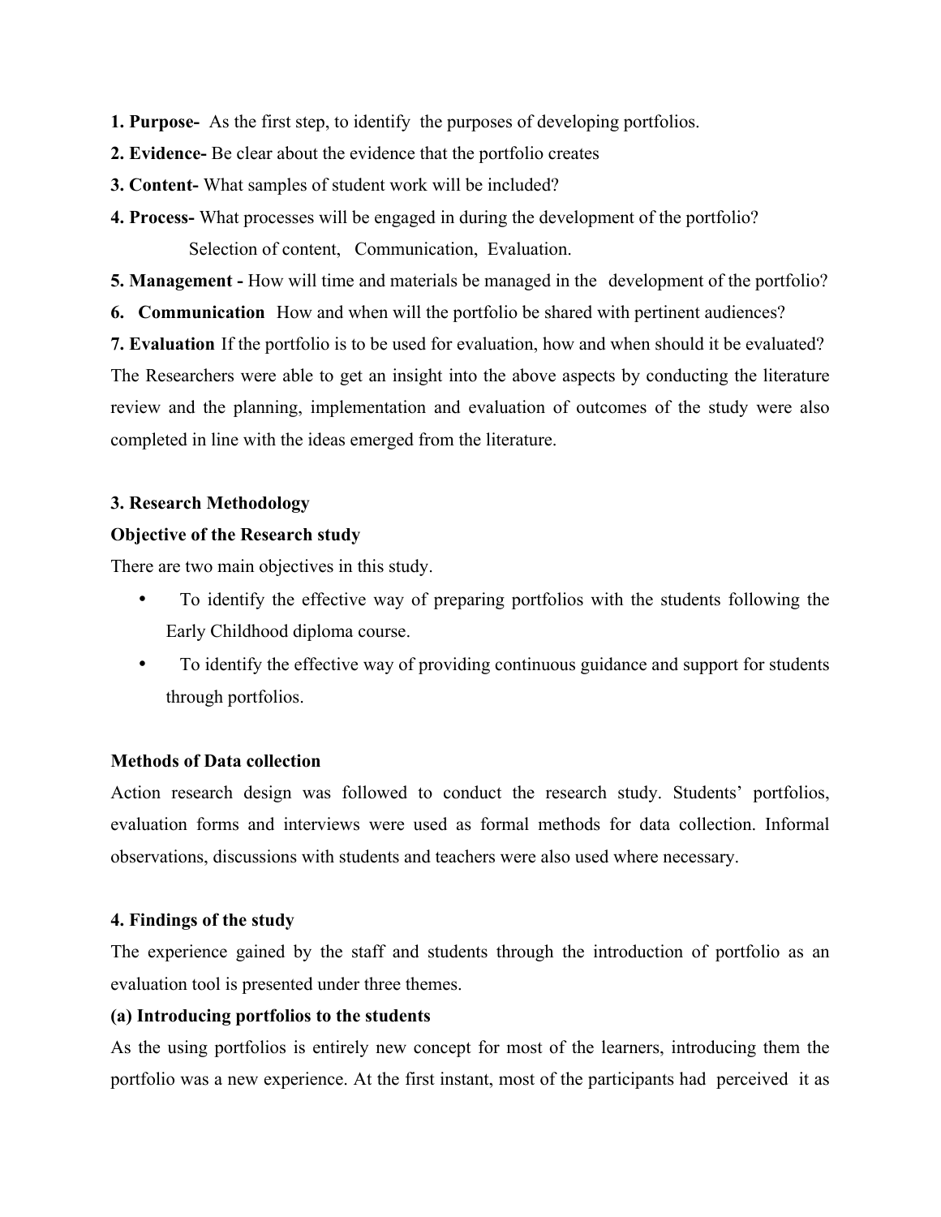**1. Purpose-** As the first step, to identify the purposes of developing portfolios.

**2. Evidence-** Be clear about the evidence that the portfolio creates

**3. Content-** What samples of student work will be included?

**4. Process-** What processes will be engaged in during the development of the portfolio?

Selection of content, Communication, Evaluation.

**5. Management -** How will time and materials be managed in the development of the portfolio?

**6. Communication** How and when will the portfolio be shared with pertinent audiences?

**7. Evaluation** If the portfolio is to be used for evaluation, how and when should it be evaluated?

The Researchers were able to get an insight into the above aspects by conducting the literature review and the planning, implementation and evaluation of outcomes of the study were also completed in line with the ideas emerged from the literature.

## 3. Research Methodology

### Objective of the Research study

There are two main objectives in this study.

- To identify the effective way of preparing portfolios with the students following the Early Childhood diploma course.
- To identify the effective way of providing continuous guidance and support for students through portfolios.

### Methods of Data collection

Action research design was followed to conduct the research study. Students' portfolios, evaluation forms and interviews were used as formal methods for data collection. Informal observations, discussions with students and teachers were also used where necessary.

## 4. Findings of the study

The experience gained by the staff and students through the introduction of portfolio as an evaluation tool is presented under three themes.

### (a) Introducing portfolios to the students

As the using portfolios is entirely new concept for most of the learners, introducing them the portfolio was a new experience. At the first instant, most of the participants had perceived it as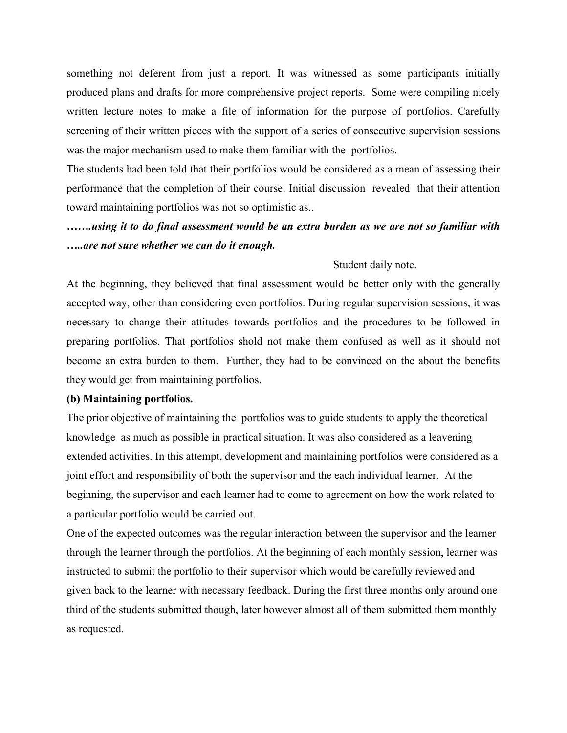something not deferent from just a report. It was witnessed as some participants initially produced plans and drafts for more comprehensive project reports. Some were compiling nicely written lecture notes to make a file of information for the purpose of portfolios. Carefully screening of their written pieces with the support of a series of consecutive supervision sessions was the major mechanism used to make them familiar with the portfolios.

The students had been told that their portfolios would be considered as a mean of assessing their performance that the completion of their course. Initial discussion revealed that their attention toward maintaining portfolios was not so optimistic as..

***…….using it to do final assessment would be an extra burden as we are not so familiar with …..are not sure whether we can do it enough.***

Student daily note.

At the beginning, they believed that final assessment would be better only with the generally accepted way, other than considering even portfolios. During regular supervision sessions, it was necessary to change their attitudes towards portfolios and the procedures to be followed in preparing portfolios. That portfolios shold not make them confused as well as it should not become an extra burden to them. Further, they had to be convinced on the about the benefits they would get from maintaining portfolios.

**(b) Maintaining portfolios.**

The prior objective of maintaining the portfolios was to guide students to apply the theoretical knowledge as much as possible in practical situation. It was also considered as a leavening extended activities. In this attempt, development and maintaining portfolios were considered as a joint effort and responsibility of both the supervisor and the each individual learner. At the beginning, the supervisor and each learner had to come to agreement on how the work related to a particular portfolio would be carried out.

One of the expected outcomes was the regular interaction between the supervisor and the learner through the learner through the portfolios. At the beginning of each monthly session, learner was instructed to submit the portfolio to their supervisor which would be carefully reviewed and given back to the learner with necessary feedback. During the first three months only around one third of the students submitted though, later however almost all of them submitted them monthly as requested.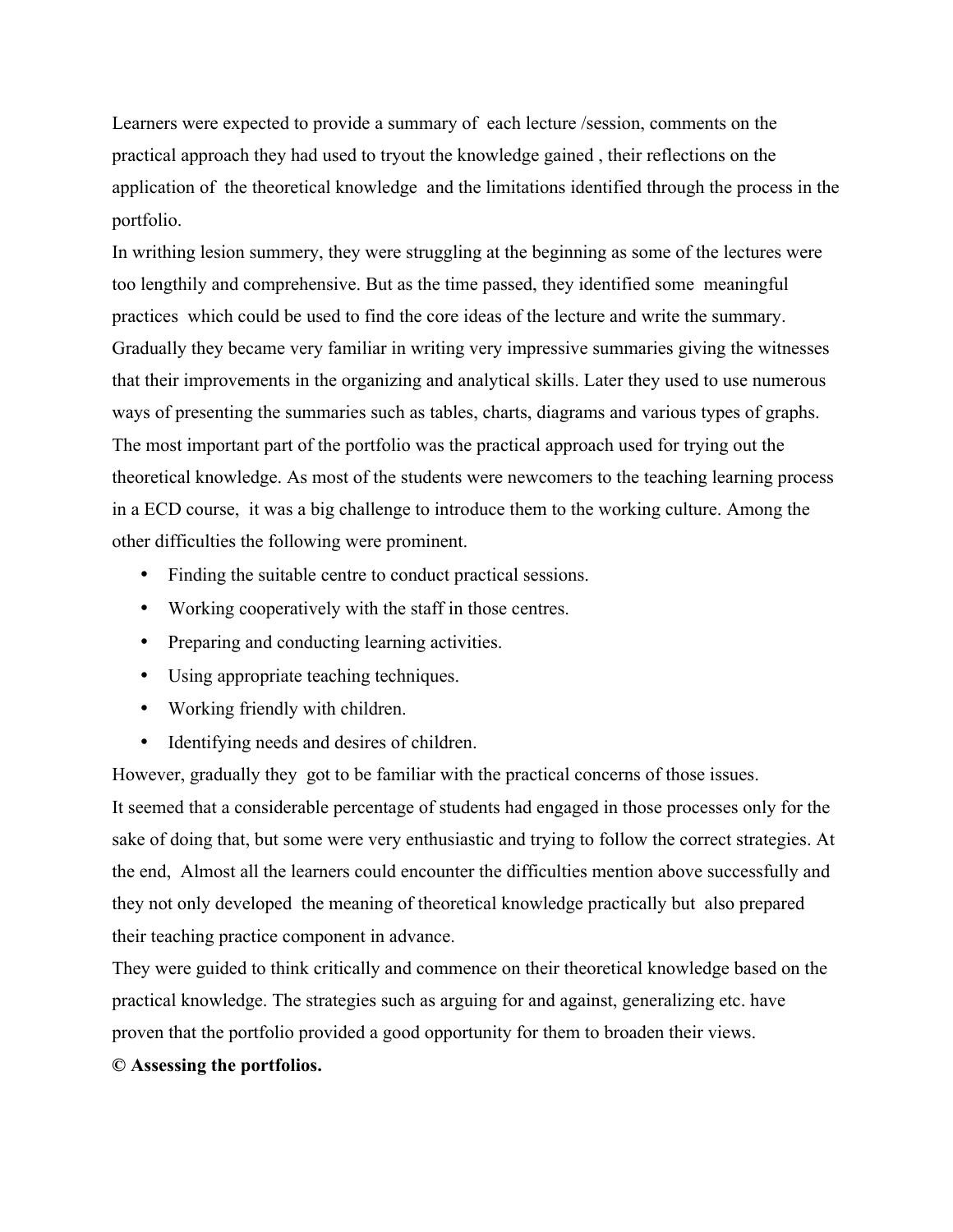Learners were expected to provide a summary of each lecture /session, comments on the practical approach they had used to tryout the knowledge gained , their reflections on the application of the theoretical knowledge and the limitations identified through the process in the portfolio.

In writhing lesion summery, they were struggling at the beginning as some of the lectures were too lengthily and comprehensive. But as the time passed, they identified some meaningful practices which could be used to find the core ideas of the lecture and write the summary. Gradually they became very familiar in writing very impressive summaries giving the witnesses that their improvements in the organizing and analytical skills. Later they used to use numerous ways of presenting the summaries such as tables, charts, diagrams and various types of graphs.

The most important part of the portfolio was the practical approach used for trying out the theoretical knowledge. As most of the students were newcomers to the teaching learning process in a ECD course, it was a big challenge to introduce them to the working culture. Among the other difficulties the following were prominent.

- Finding the suitable centre to conduct practical sessions.
- Working cooperatively with the staff in those centres.
- Preparing and conducting learning activities.
- Using appropriate teaching techniques.
- Working friendly with children.
- Identifying needs and desires of children.

However, gradually they got to be familiar with the practical concerns of those issues.

It seemed that a considerable percentage of students had engaged in those processes only for the sake of doing that, but some were very enthusiastic and trying to follow the correct strategies. At the end, Almost all the learners could encounter the difficulties mention above successfully and they not only developed the meaning of theoretical knowledge practically but also prepared their teaching practice component in advance.

They were guided to think critically and commence on their theoretical knowledge based on the practical knowledge. The strategies such as arguing for and against, generalizing etc. have proven that the portfolio provided a good opportunity for them to broaden their views.

**© Assessing the portfolios.**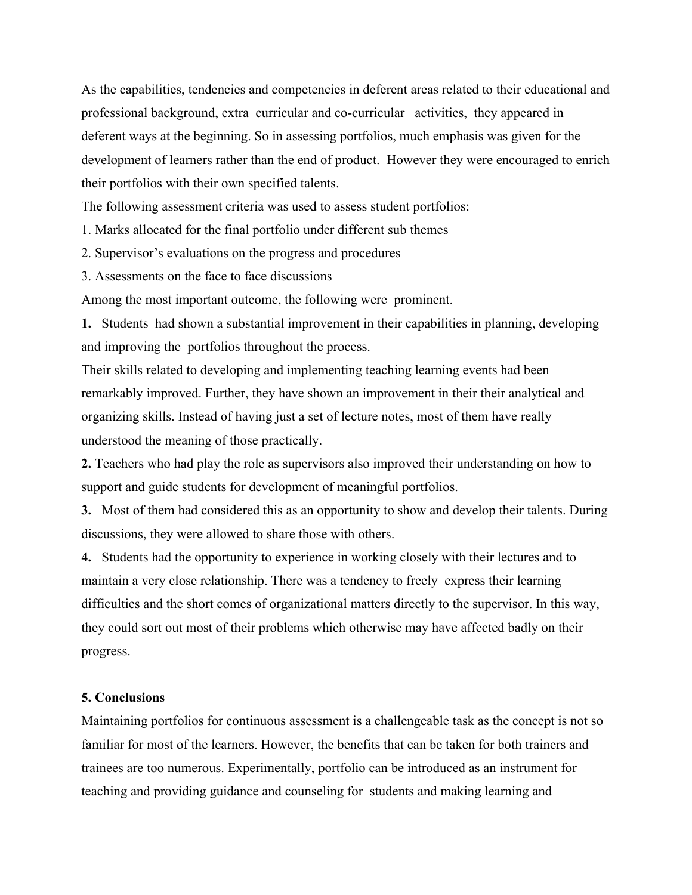As the capabilities, tendencies and competencies in deferent areas related to their educational and professional background, extra curricular and co-curricular activities, they appeared in deferent ways at the beginning. So in assessing portfolios, much emphasis was given for the development of learners rather than the end of product. However they were encouraged to enrich their portfolios with their own specified talents.

The following assessment criteria was used to assess student portfolios:

1. Marks allocated for the final portfolio under different sub themes
2. Supervisor's evaluations on the progress and procedures
3. Assessments on the face to face discussions

Among the most important outcome, the following were prominent.

**1.** Students had shown a substantial improvement in their capabilities in planning, developing and improving the portfolios throughout the process.

Their skills related to developing and implementing teaching learning events had been remarkably improved. Further, they have shown an improvement in their their analytical and organizing skills. Instead of having just a set of lecture notes, most of them have really understood the meaning of those practically.

**2.** Teachers who had play the role as supervisors also improved their understanding on how to support and guide students for development of meaningful portfolios.

**3.** Most of them had considered this as an opportunity to show and develop their talents. During discussions, they were allowed to share those with others.

**4.** Students had the opportunity to experience in working closely with their lectures and to maintain a very close relationship. There was a tendency to freely express their learning difficulties and the short comes of organizational matters directly to the supervisor. In this way, they could sort out most of their problems which otherwise may have affected badly on their progress.

## 5. Conclusions

Maintaining portfolios for continuous assessment is a challengeable task as the concept is not so familiar for most of the learners. However, the benefits that can be taken for both trainers and trainees are too numerous. Experimentally, portfolio can be introduced as an instrument for teaching and providing guidance and counseling for students and making learning and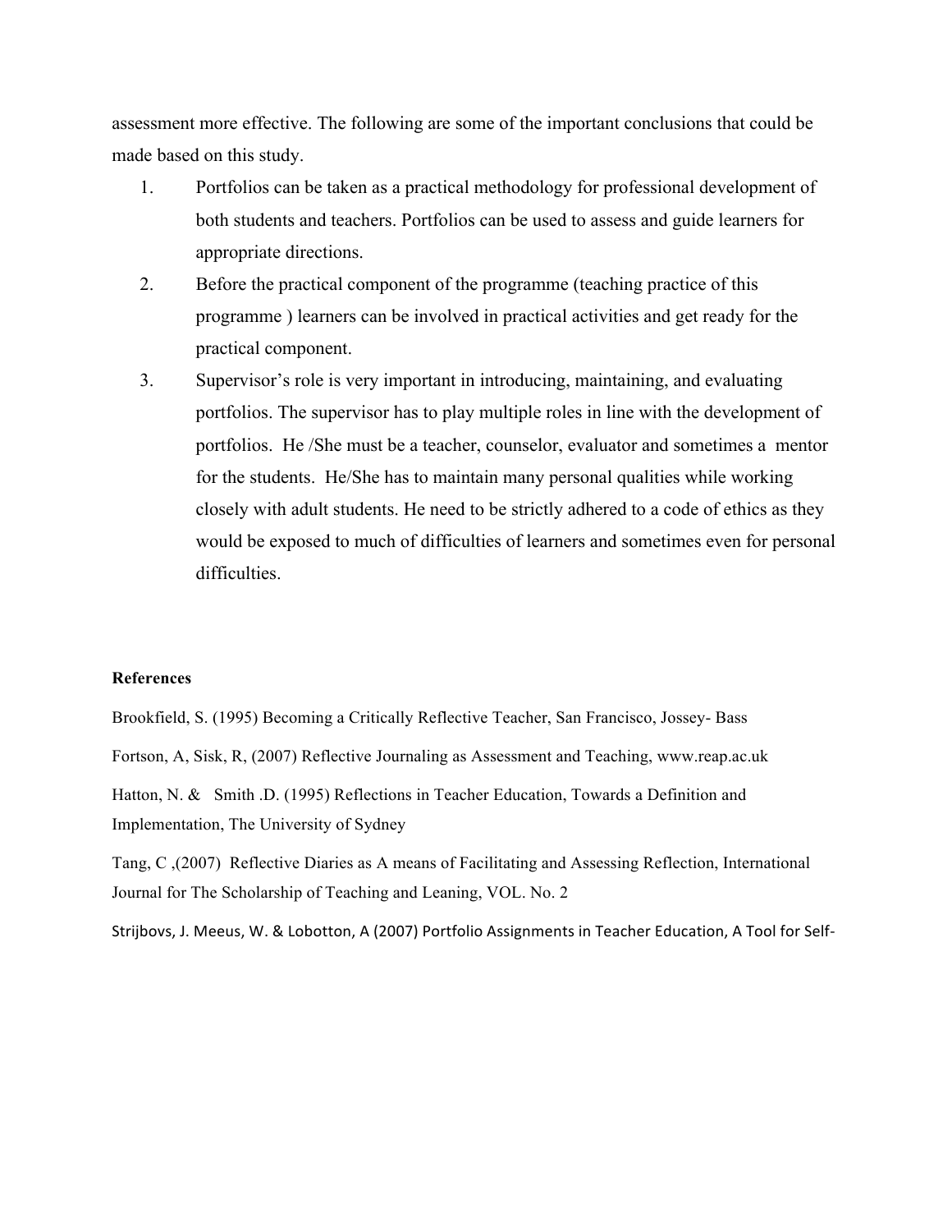assessment more effective. The following are some of the important conclusions that could be made based on this study.

1. Portfolios can be taken as a practical methodology for professional development of both students and teachers. Portfolios can be used to assess and guide learners for appropriate directions.
2. Before the practical component of the programme (teaching practice of this programme ) learners can be involved in practical activities and get ready for the practical component.
3. Supervisor's role is very important in introducing, maintaining, and evaluating portfolios. The supervisor has to play multiple roles in line with the development of portfolios. He /She must be a teacher, counselor, evaluator and sometimes a mentor for the students. He/She has to maintain many personal qualities while working closely with adult students. He need to be strictly adhered to a code of ethics as they would be exposed to much of difficulties of learners and sometimes even for personal difficulties.

**References**

Brookfield, S. (1995) Becoming a Critically Reflective Teacher, San Francisco, Jossey- Bass

Fortson, A, Sisk, R, (2007) Reflective Journaling as Assessment and Teaching, www.reap.ac.uk

Hatton, N. & Smith .D. (1995) Reflections in Teacher Education, Towards a Definition and Implementation, The University of Sydney

Tang, C ,(2007) Reflective Diaries as A means of Facilitating and Assessing Reflection, International Journal for The Scholarship of Teaching and Leaning, VOL. No. 2

Strijbovs, J. Meeus, W. & Lobotton, A (2007) Portfolio Assignments in Teacher Education, A Tool for Self-